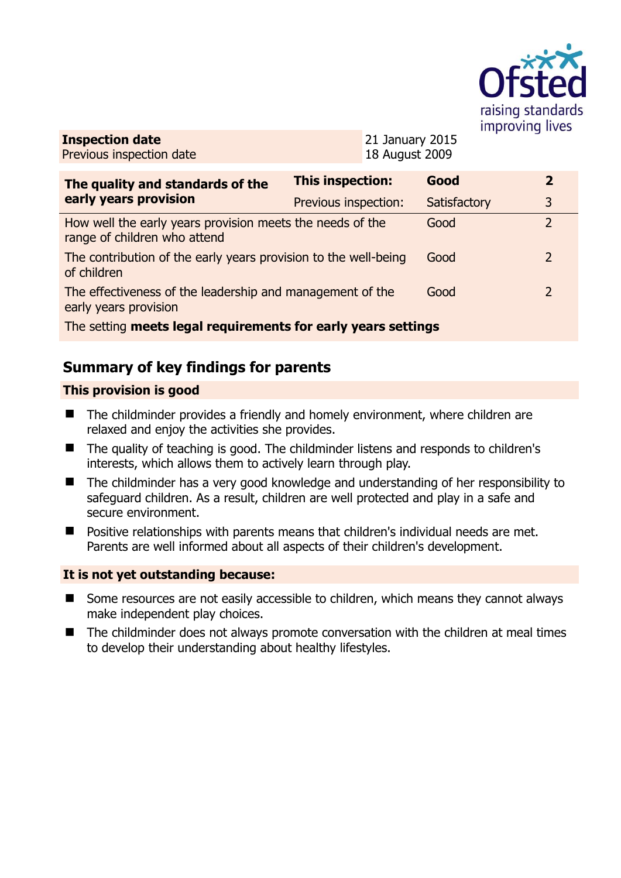Ofsted
raising standards
improving lives

| **Inspection date** | 21 January 2015 |
| --- | --- |
| Previous inspection date | 18 August 2009 |

| **The quality and standards of the early years provision** | **This inspection:** | **Good** | **2** |
| --- | --- | --- | --- |
| | Previous inspection: | Satisfactory | 3 |
| How well the early years provision meets the needs of the range of children who attend | | Good | 2 |
| The contribution of the early years provision to the well-being of children | | Good | 2 |
| The effectiveness of the leadership and management of the early years provision | | Good | 2 |
| The setting **meets legal requirements for early years settings** | | | |

## Summary of key findings for parents

### This provision is good

- The childminder provides a friendly and homely environment, where children are relaxed and enjoy the activities she provides.
- The quality of teaching is good. The childminder listens and responds to children's interests, which allows them to actively learn through play.
- The childminder has a very good knowledge and understanding of her responsibility to safeguard children. As a result, children are well protected and play in a safe and secure environment.
- Positive relationships with parents means that children's individual needs are met. Parents are well informed about all aspects of their children's development.

### It is not yet outstanding because:

- Some resources are not easily accessible to children, which means they cannot always make independent play choices.
- The childminder does not always promote conversation with the children at meal times to develop their understanding about healthy lifestyles.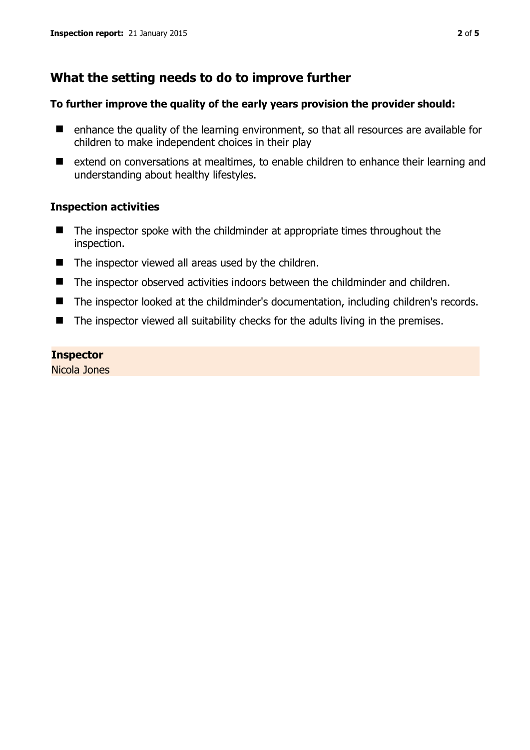## What the setting needs to do to improve further

**To further improve the quality of the early years provision the provider should:**

- enhance the quality of the learning environment, so that all resources are available for children to make independent choices in their play
- extend on conversations at mealtimes, to enable children to enhance their learning and understanding about healthy lifestyles.

### Inspection activities

- The inspector spoke with the childminder at appropriate times throughout the inspection.
- The inspector viewed all areas used by the children.
- The inspector observed activities indoors between the childminder and children.
- The inspector looked at the childminder's documentation, including children's records.
- The inspector viewed all suitability checks for the adults living in the premises.

**Inspector**
Nicola Jones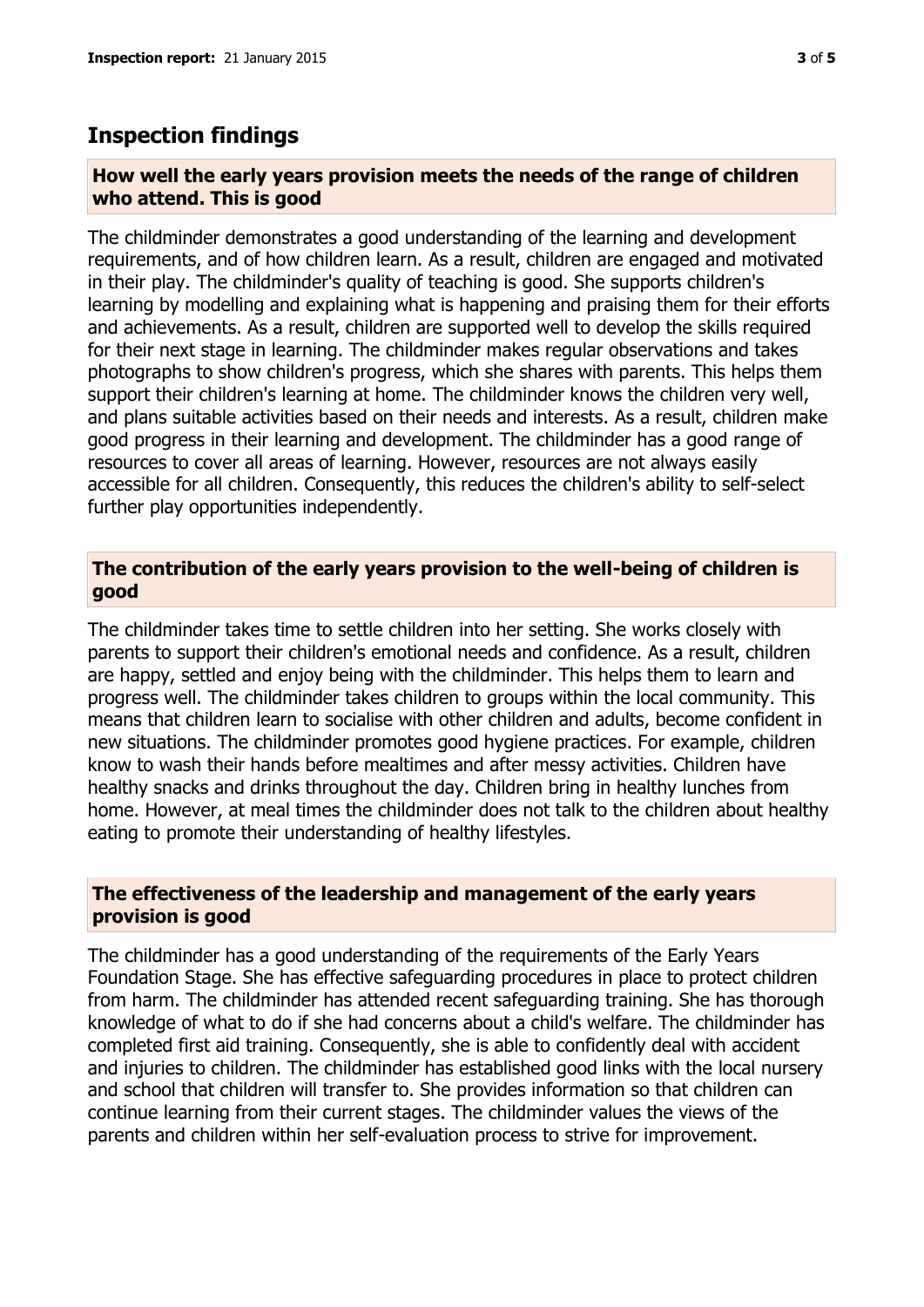## Inspection findings

### How well the early years provision meets the needs of the range of children who attend. This is good

The childminder demonstrates a good understanding of the learning and development requirements, and of how children learn. As a result, children are engaged and motivated in their play. The childminder's quality of teaching is good. She supports children's learning by modelling and explaining what is happening and praising them for their efforts and achievements. As a result, children are supported well to develop the skills required for their next stage in learning. The childminder makes regular observations and takes photographs to show children's progress, which she shares with parents. This helps them support their children's learning at home. The childminder knows the children very well, and plans suitable activities based on their needs and interests. As a result, children make good progress in their learning and development. The childminder has a good range of resources to cover all areas of learning. However, resources are not always easily accessible for all children. Consequently, this reduces the children's ability to self-select further play opportunities independently.

### The contribution of the early years provision to the well-being of children is good

The childminder takes time to settle children into her setting. She works closely with parents to support their children's emotional needs and confidence. As a result, children are happy, settled and enjoy being with the childminder. This helps them to learn and progress well. The childminder takes children to groups within the local community. This means that children learn to socialise with other children and adults, become confident in new situations. The childminder promotes good hygiene practices. For example, children know to wash their hands before mealtimes and after messy activities. Children have healthy snacks and drinks throughout the day. Children bring in healthy lunches from home. However, at meal times the childminder does not talk to the children about healthy eating to promote their understanding of healthy lifestyles.

### The effectiveness of the leadership and management of the early years provision is good

The childminder has a good understanding of the requirements of the Early Years Foundation Stage. She has effective safeguarding procedures in place to protect children from harm. The childminder has attended recent safeguarding training. She has thorough knowledge of what to do if she had concerns about a child's welfare. The childminder has completed first aid training. Consequently, she is able to confidently deal with accident and injuries to children. The childminder has established good links with the local nursery and school that children will transfer to. She provides information so that children can continue learning from their current stages. The childminder values the views of the parents and children within her self-evaluation process to strive for improvement.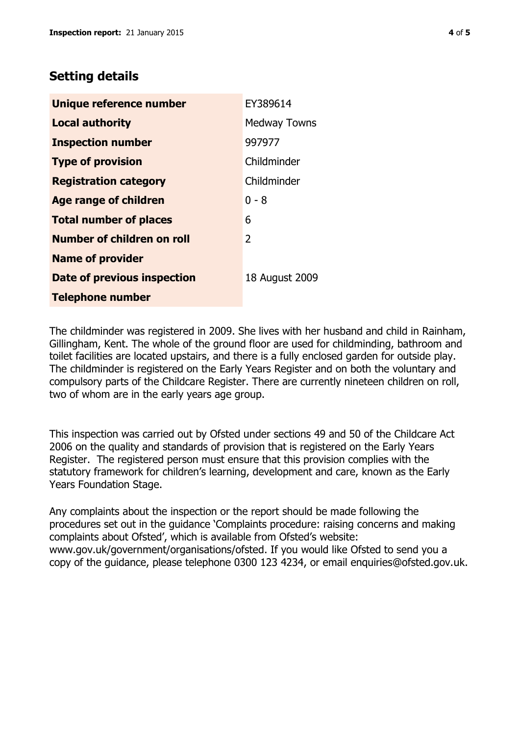## Setting details

| | |
|---|---|
| **Unique reference number** | EY389614 |
| **Local authority** | Medway Towns |
| **Inspection number** | 997977 |
| **Type of provision** | Childminder |
| **Registration category** | Childminder |
| **Age range of children** | 0 - 8 |
| **Total number of places** | 6 |
| **Number of children on roll** | 2 |
| **Name of provider** | |
| **Date of previous inspection** | 18 August 2009 |
| **Telephone number** | |

The childminder was registered in 2009. She lives with her husband and child in Rainham, Gillingham, Kent. The whole of the ground floor are used for childminding, bathroom and toilet facilities are located upstairs, and there is a fully enclosed garden for outside play. The childminder is registered on the Early Years Register and on both the voluntary and compulsory parts of the Childcare Register. There are currently nineteen children on roll, two of whom are in the early years age group.

This inspection was carried out by Ofsted under sections 49 and 50 of the Childcare Act 2006 on the quality and standards of provision that is registered on the Early Years Register. The registered person must ensure that this provision complies with the statutory framework for children's learning, development and care, known as the Early Years Foundation Stage.

Any complaints about the inspection or the report should be made following the procedures set out in the guidance 'Complaints procedure: raising concerns and making complaints about Ofsted', which is available from Ofsted's website: www.gov.uk/government/organisations/ofsted. If you would like Ofsted to send you a copy of the guidance, please telephone 0300 123 4234, or email enquiries@ofsted.gov.uk.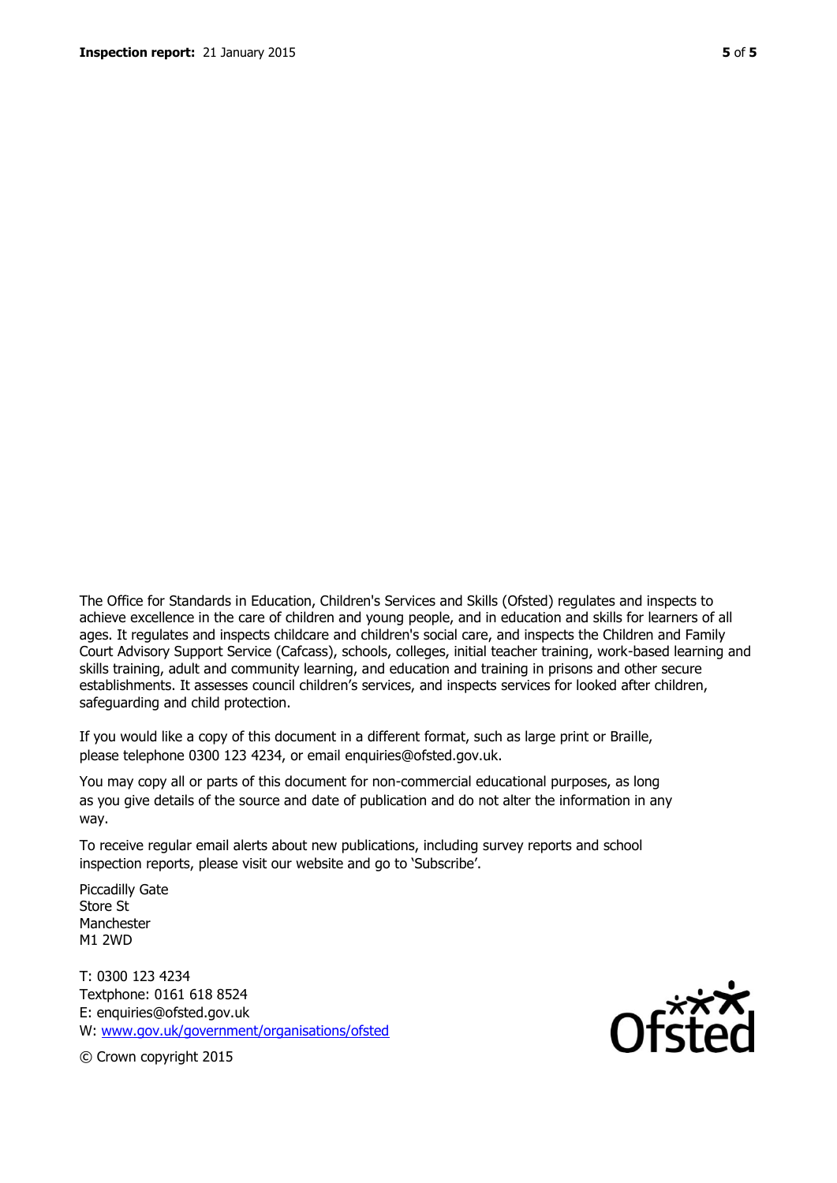The Office for Standards in Education, Children's Services and Skills (Ofsted) regulates and inspects to achieve excellence in the care of children and young people, and in education and skills for learners of all ages. It regulates and inspects childcare and children's social care, and inspects the Children and Family Court Advisory Support Service (Cafcass), schools, colleges, initial teacher training, work-based learning and skills training, adult and community learning, and education and training in prisons and other secure establishments. It assesses council children's services, and inspects services for looked after children, safeguarding and child protection.

If you would like a copy of this document in a different format, such as large print or Braille, please telephone 0300 123 4234, or email enquiries@ofsted.gov.uk.

You may copy all or parts of this document for non-commercial educational purposes, as long as you give details of the source and date of publication and do not alter the information in any way.

To receive regular email alerts about new publications, including survey reports and school inspection reports, please visit our website and go to 'Subscribe'.

Piccadilly Gate
Store St
Manchester
M1 2WD

T: 0300 123 4234
Textphone: 0161 618 8524
E: enquiries@ofsted.gov.uk
W: [www.gov.uk/government/organisations/ofsted](www.gov.uk/government/organisations/ofsted)

© Crown copyright 2015